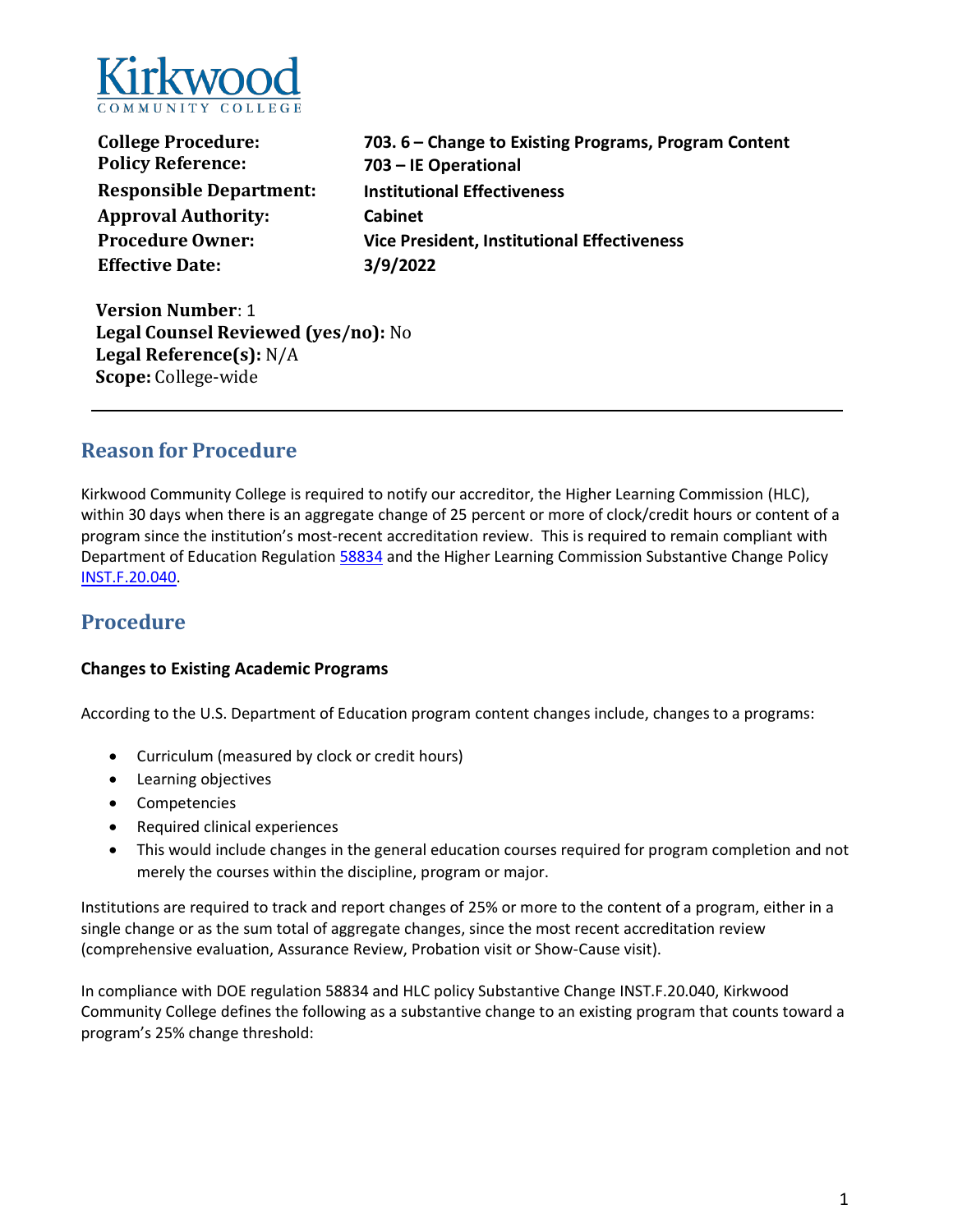Kirkwood COMMUNITY COLLEGE

**College Procedure:** **703. 6 – Change to Existing Programs, Program Content**
**Policy Reference:** **703 – IE Operational**
**Responsible Department:** **Institutional Effectiveness**
**Approval Authority:** **Cabinet**
**Procedure Owner:** **Vice President, Institutional Effectiveness**
**Effective Date:** **3/9/2022**

**Version Number**: 1
**Legal Counsel Reviewed (yes/no):** No
**Legal Reference(s):** N/A
**Scope:** College-wide

---

## Reason for Procedure

Kirkwood Community College is required to notify our accreditor, the Higher Learning Commission (HLC), within 30 days when there is an aggregate change of 25 percent or more of clock/credit hours or content of a program since the institution's most-recent accreditation review. This is required to remain compliant with Department of Education Regulation 58834 and the Higher Learning Commission Substantive Change Policy INST.F.20.040.

## Procedure

**Changes to Existing Academic Programs**

According to the U.S. Department of Education program content changes include, changes to a programs:

- Curriculum (measured by clock or credit hours)
- Learning objectives
- Competencies
- Required clinical experiences
- This would include changes in the general education courses required for program completion and not merely the courses within the discipline, program or major.

Institutions are required to track and report changes of 25% or more to the content of a program, either in a single change or as the sum total of aggregate changes, since the most recent accreditation review (comprehensive evaluation, Assurance Review, Probation visit or Show-Cause visit).

In compliance with DOE regulation 58834 and HLC policy Substantive Change INST.F.20.040, Kirkwood Community College defines the following as a substantive change to an existing program that counts toward a program's 25% change threshold: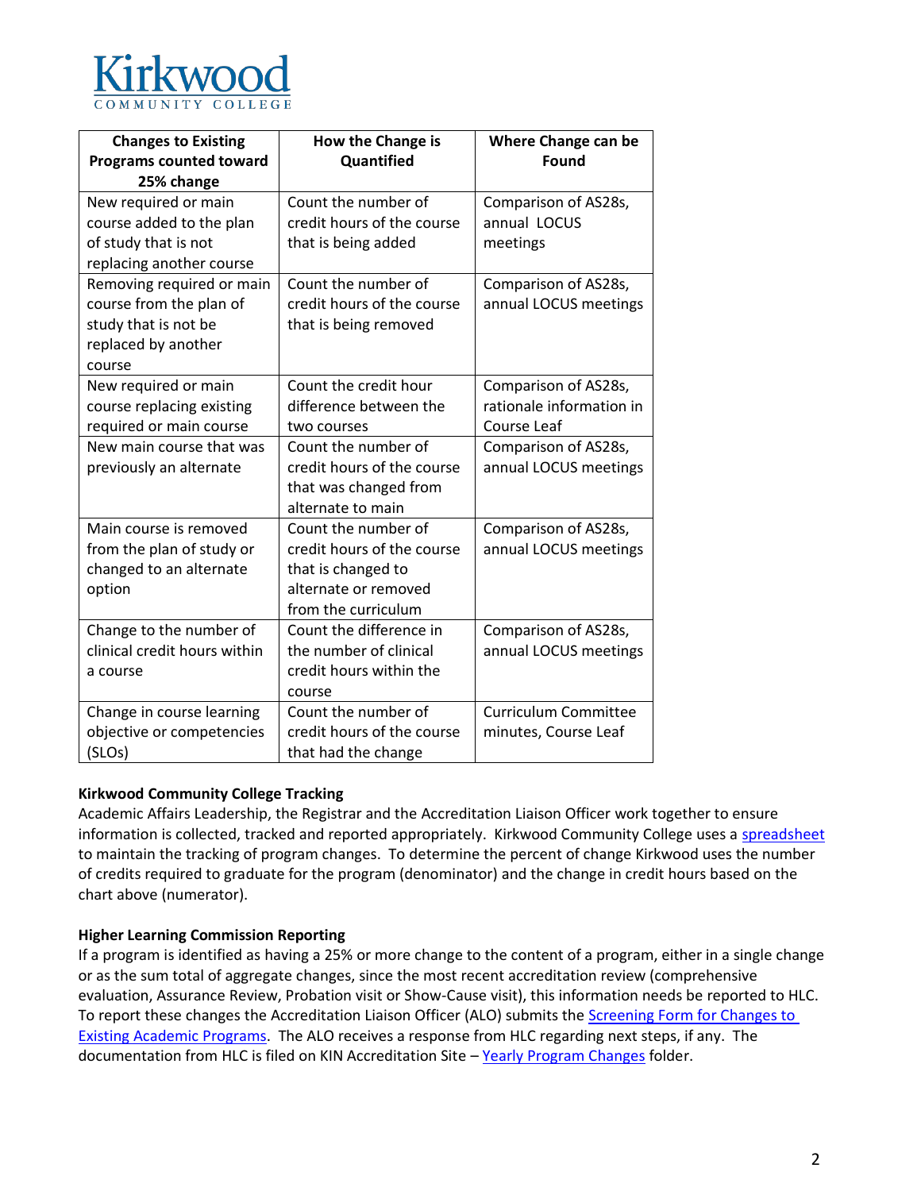Kirkwood COMMUNITY COLLEGE

| Changes to Existing Programs counted toward 25% change | How the Change is Quantified | Where Change can be Found |
|---|---|---|
| New required or main course added to the plan of study that is not replacing another course | Count the number of credit hours of the course that is being added | Comparison of AS28s, annual LOCUS meetings |
| Removing required or main course from the plan of study that is not be replaced by another course | Count the number of credit hours of the course that is being removed | Comparison of AS28s, annual LOCUS meetings |
| New required or main course replacing existing required or main course | Count the credit hour difference between the two courses | Comparison of AS28s, rationale information in Course Leaf |
| New main course that was previously an alternate | Count the number of credit hours of the course that was changed from alternate to main | Comparison of AS28s, annual LOCUS meetings |
| Main course is removed from the plan of study or changed to an alternate option | Count the number of credit hours of the course that is changed to alternate or removed from the curriculum | Comparison of AS28s, annual LOCUS meetings |
| Change to the number of clinical credit hours within a course | Count the difference in the number of clinical credit hours within the course | Comparison of AS28s, annual LOCUS meetings |
| Change in course learning objective or competencies (SLOs) | Count the number of credit hours of the course that had the change | Curriculum Committee minutes, Course Leaf |

**Kirkwood Community College Tracking**

Academic Affairs Leadership, the Registrar and the Accreditation Liaison Officer work together to ensure information is collected, tracked and reported appropriately. Kirkwood Community College uses a spreadsheet to maintain the tracking of program changes. To determine the percent of change Kirkwood uses the number of credits required to graduate for the program (denominator) and the change in credit hours based on the chart above (numerator).

**Higher Learning Commission Reporting**

If a program is identified as having a 25% or more change to the content of a program, either in a single change or as the sum total of aggregate changes, since the most recent accreditation review (comprehensive evaluation, Assurance Review, Probation visit or Show-Cause visit), this information needs be reported to HLC. To report these changes the Accreditation Liaison Officer (ALO) submits the Screening Form for Changes to Existing Academic Programs. The ALO receives a response from HLC regarding next steps, if any. The documentation from HLC is filed on KIN Accreditation Site – Yearly Program Changes folder.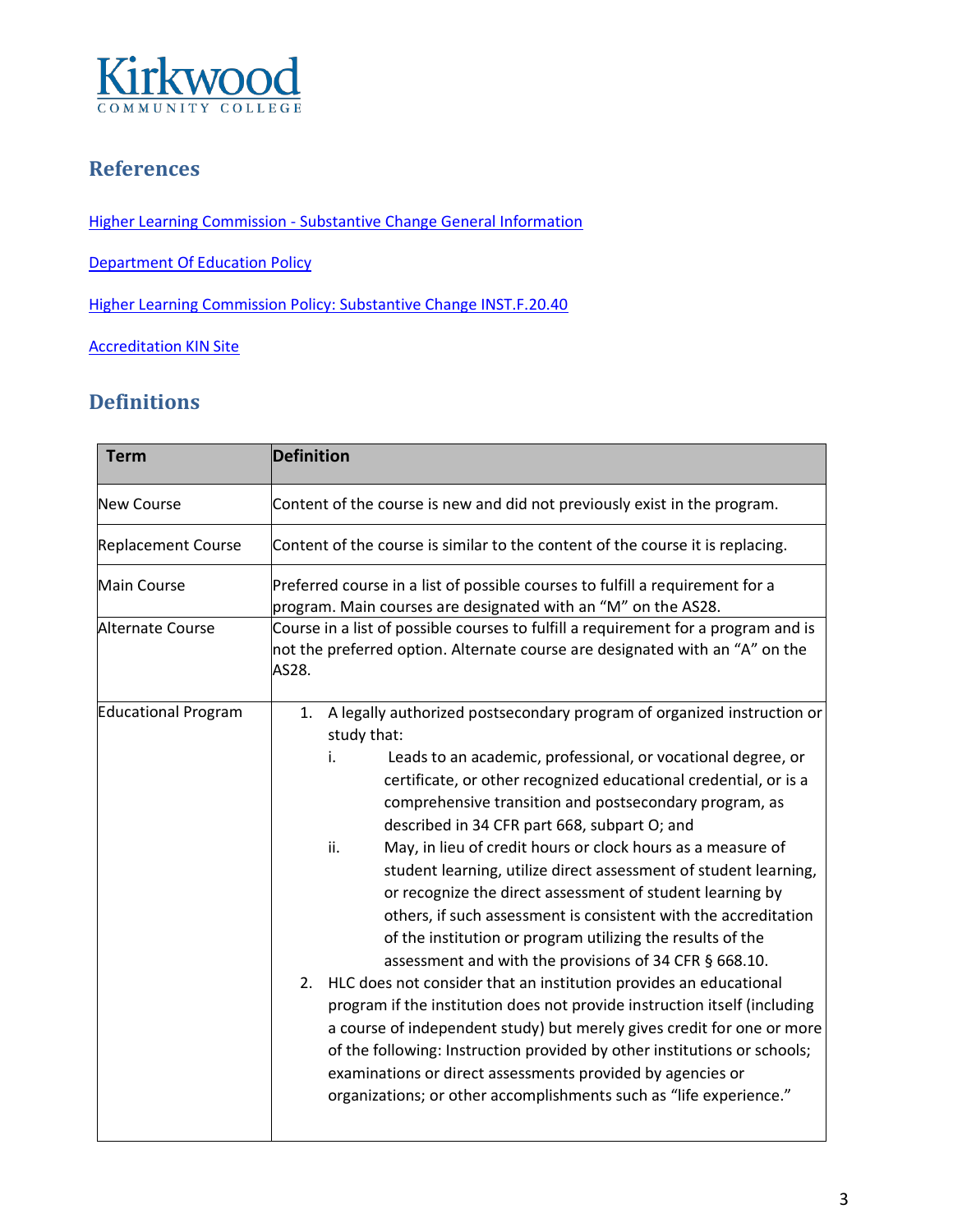## References

[Higher Learning Commission - Substantive Change General Information]

[Department Of Education Policy]

[Higher Learning Commission Policy: Substantive Change INST.F.20.40]

[Accreditation KIN Site]

## Definitions

| Term | Definition |
|---|---|
| New Course | Content of the course is new and did not previously exist in the program. |
| Replacement Course | Content of the course is similar to the content of the course it is replacing. |
| Main Course | Preferred course in a list of possible courses to fulfill a requirement for a program. Main courses are designated with an "M" on the AS28. |
| Alternate Course | Course in a list of possible courses to fulfill a requirement for a program and is not the preferred option. Alternate course are designated with an "A" on the AS28. |
| Educational Program | 1. A legally authorized postsecondary program of organized instruction or study that: i. Leads to an academic, professional, or vocational degree, or certificate, or other recognized educational credential, or is a comprehensive transition and postsecondary program, as described in 34 CFR part 668, subpart O; and ii. May, in lieu of credit hours or clock hours as a measure of student learning, utilize direct assessment of student learning, or recognize the direct assessment of student learning by others, if such assessment is consistent with the accreditation of the institution or program utilizing the results of the assessment and with the provisions of 34 CFR § 668.10. 2. HLC does not consider that an institution provides an educational program if the institution does not provide instruction itself (including a course of independent study) but merely gives credit for one or more of the following: Instruction provided by other institutions or schools; examinations or direct assessments provided by agencies or organizations; or other accomplishments such as "life experience." |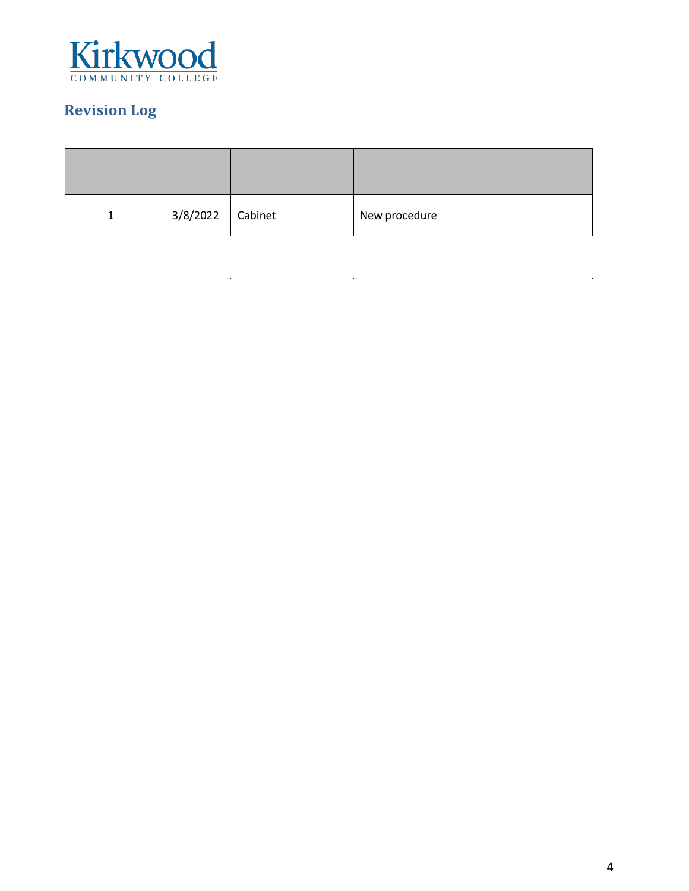# Revision Log

| | | | |
|---|---|---|---|
| 1 | 3/8/2022 | Cabinet | New procedure |